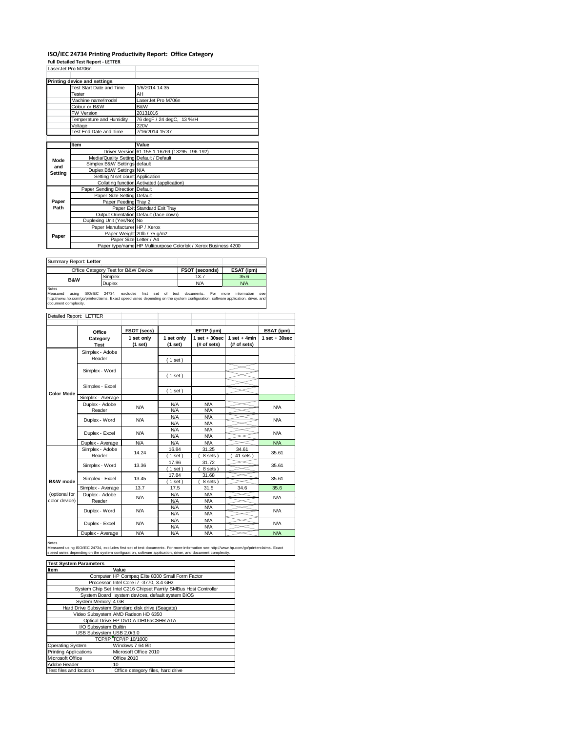# ISO/IEC 24734 Printing Productivity Report: Office Category

**Full Detailed Test Report - LETTER**

LaserJet Pro M706n

| Printing device and settings | |
|---|---|
| Test Start Date and Time | 1/6/2014 14:35 |
| Tester | AH |
| Machine name/model | LaserJet Pro M706n |
| Colour or B&W | B&W |
| FW Version | 20131016 |
| Temperature and Humidity | 76 degF / 24 degC, 13 %rH |
| Voltage | 220V |
| Test End Date and Time | 7/16/2014 15:37 |

| | Item | Value |
|---|---|---|
| Mode and Setting | Driver Version | 61.155.1.16769 (13295_196-192) |
| | Media/Quality Setting | Default / Default |
| | Simplex B&W Settings | default |
| | Duplex B&W Settings | N/A |
| | Setting N set count | Application |
| | Collating function | Activated (application) |
| Paper Path | Paper Sending Direction | Default |
| | Paper Size Setting | Default |
| | Paper Feeding | Tray 2 |
| | Paper Exit | Standard Exit Tray |
| | Output Orientation | Default (face down) |
| | Duplexing Unit (Yes/No) | No |
| Paper | Paper Manufacturer | HP / Xerox |
| | Paper Weight | 20lb / 75 g/m2 |
| | Paper Size | Letter / A4 |
| | Paper type/name | HP Multipurpose Colorlok / Xerox Business 4200 |

Summary Report: **Letter**

| Office Category Test for B&W Device | | FSOT (seconds) | ESAT (ipm) |
|---|---|---|---|
| B&W | Simplex | 13.7 | 35.6 |
| | Duplex | N/A | N/A |

Notes
Measured using ISO/IEC 24734, excludes first set of test documents. For more information see http://www.hp.com/go/printerclaims. Exact speed varies depending on the system configuration, software application, driver, and document complexity.

Detailed Report: LETTER

| | Office Category Test | FSOT (secs) 1 set only (1 set) | EFTP (ipm) 1 set only (1 set) | EFTP (ipm) 1 set + 30sec (# of sets) | EFTP (ipm) 1 set + 4min (# of sets) | ESAT (ipm) 1 set + 30sec |
|---|---|---|---|---|---|---|
| Color Mode | Simplex - Adobe Reader | | ( 1 set ) | | | |
| | Simplex - Word | | ( 1 set ) | | | |
| | Simplex - Excel | | ( 1 set ) | | | |
| | Simplex - Average | | | | | |
| | Duplex - Adobe Reader | N/A | N/A<br>N/A | N/A<br>N/A | | N/A |
| | Duplex - Word | N/A | N/A<br>N/A | N/A<br>N/A | | N/A |
| | Duplex - Excel | N/A | N/A<br>N/A | N/A<br>N/A | | N/A |
| | Duplex - Average | N/A | N/A | N/A | | N/A |
| B&W mode (optional for color device) | Simplex - Adobe Reader | 14.24 | 16.84<br>( 1 set ) | 31.25<br>( 8 sets ) | 34.61<br>( 41 sets ) | 35.61 |
| | Simplex - Word | 13.36 | 17.96<br>( 1 set ) | 31.72<br>( 8 sets ) | | 35.61 |
| | Simplex - Excel | 13.45 | 17.84<br>( 1 set ) | 31.68<br>( 8 sets ) | | 35.61 |
| | Simplex - Average | 13.7 | 17.5 | 31.5 | 34.6 | 35.6 |
| | Duplex - Adobe Reader | N/A | N/A<br>N/A | N/A<br>N/A | | N/A |
| | Duplex - Word | N/A | N/A<br>N/A | N/A<br>N/A | | N/A |
| | Duplex - Excel | N/A | N/A<br>N/A | N/A<br>N/A | | N/A |
| | Duplex - Average | N/A | N/A | N/A | | N/A |

Notes
Measured using ISO/IEC 24734, excludes first set of test documents. For more information see http://www.hp.com/go/printerclaims. Exact speed varies depending on the system configuration, software application, driver, and document complexity.

| Test System Parameters | |
|---|---|
| **Item** | **Value** |
| Computer | HP Compaq Elite 8300 Small Form Factor |
| Processor | Intel Core i7 -3770, 3.4 GHz |
| System Chip Set | Intel C216 Chipset Family SMBus Host Controller |
| System Board | system devices, default system BIOS |
| System Memory | 4 GB |
| Hard Drive Subsystem | Standard disk drive (Seagate) |
| Video Subsystem | AMD Radeon HD 6350 |
| Optical Drive | HP DVD A DH16aCSHR ATA |
| I/O Subsystem | Builtin |
| USB Subsystem | USB 2.0/3.0 |
| TCP/IP | TCP/IP 10/1000 |
| Operating System | Windows 7 64 Bit |
| Printing Applications | Microsoft Office 2010 |
| Microsoft Office | Office 2010 |
| Adobe Reader | 10 |
| Test files and location | Office category files, hard drive |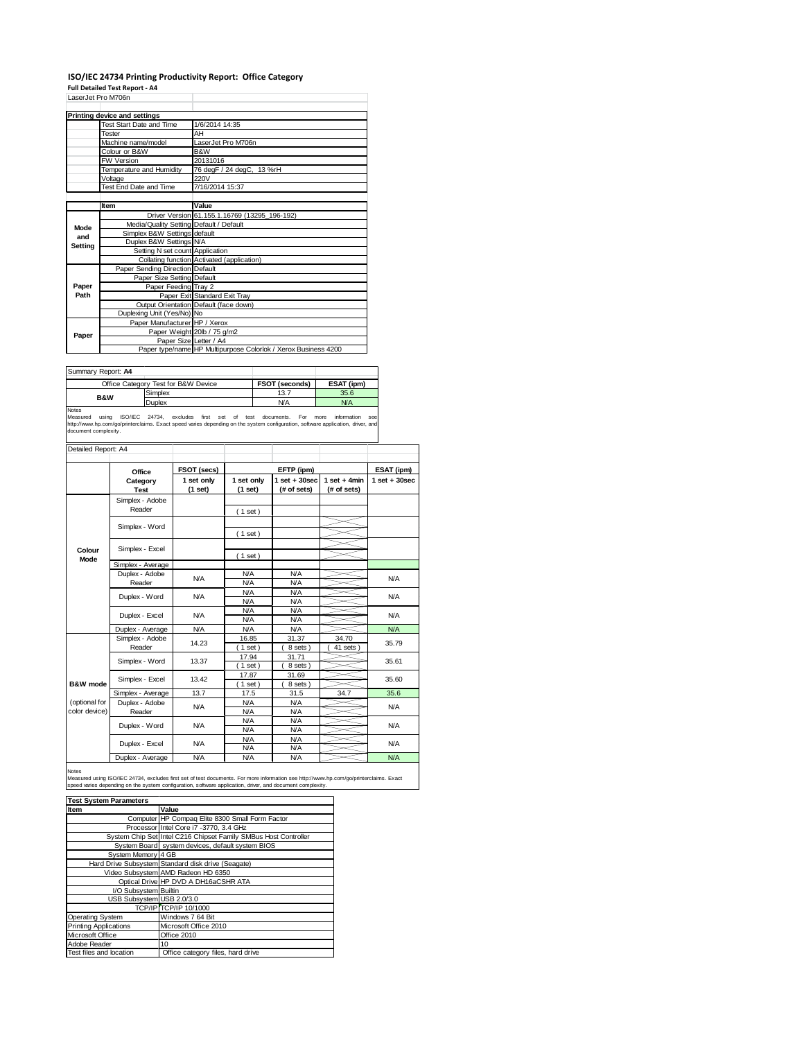# ISO/IEC 24734 Printing Productivity Report: Office Category

**Full Detailed Test Report - A4**

LaserJet Pro M706n

| Printing device and settings | |
|---|---|
| Test Start Date and Time | 1/6/2014 14:35 |
| Tester | AH |
| Machine name/model | LaserJet Pro M706n |
| Colour or B&W | B&W |
| FW Version | 20131016 |
| Temperature and Humidity | 76 degF / 24 degC, 13 %rH |
| Voltage | 220V |
| Test End Date and Time | 7/16/2014 15:37 |

| | Item | Value |
|---|---|---|
| Mode and Setting | Driver Version | 61.155.1.16769 (13295_196-192) |
| | Media/Quality Setting | Default / Default |
| | Simplex B&W Settings | default |
| | Duplex B&W Settings | N/A |
| | Setting N set count | Application |
| | Collating function | Activated (application) |
| Paper Path | Paper Sending Direction | Default |
| | Paper Size Setting | Default |
| | Paper Feeding | Tray 2 |
| | Paper Exit | Standard Exit Tray |
| | Output Orientation | Default (face down) |
| | Duplexing Unit (Yes/No) | No |
| Paper | Paper Manufacturer | HP / Xerox |
| | Paper Weight | 20lb / 75 g/m2 |
| | Paper Size | Letter / A4 |
| | Paper type/name | HP Multipurpose Colorlok / Xerox Business 4200 |

Summary Report: **A4**

| Office Category Test for B&W Device | | FSOT (seconds) | ESAT (ipm) |
|---|---|---|---|
| B&W | Simplex | 13.7 | 35.6 |
| | Duplex | N/A | N/A |

Notes
Measured using ISO/IEC 24734, excludes first set of test documents. For more information see http://www.hp.com/go/printerclaims. Exact speed varies depending on the system configuration, software application, driver, and document complexity.

Detailed Report: A4

| | Office Category Test | FSOT (secs) 1 set only (1 set) | EFTP (ipm) 1 set only (1 set) | EFTP (ipm) 1 set + 30sec (# of sets) | EFTP (ipm) 1 set + 4min (# of sets) | ESAT (ipm) 1 set + 30sec |
|---|---|---|---|---|---|---|
| Colour Mode | Simplex - Adobe Reader | | ( 1 set ) | | | |
| | Simplex - Word | | ( 1 set ) | | | |
| | Simplex - Excel | | ( 1 set ) | | | |
| | Simplex - Average | | | | | |
| | Duplex - Adobe Reader | N/A | N/A / N/A | N/A / N/A | | N/A |
| | Duplex - Word | N/A | N/A / N/A | N/A / N/A | | N/A |
| | Duplex - Excel | N/A | N/A / N/A | N/A / N/A | | N/A |
| | Duplex - Average | N/A | N/A | N/A | | N/A |
| B&W mode (optional for color device) | Simplex - Adobe Reader | 14.23 | 16.85 ( 1 set ) | 31.37 ( 8 sets ) | 34.70 ( 41 sets ) | 35.79 |
| | Simplex - Word | 13.37 | 17.94 ( 1 set ) | 31.71 ( 8 sets ) | | 35.61 |
| | Simplex - Excel | 13.42 | 17.87 ( 1 set ) | 31.69 ( 8 sets ) | | 35.60 |
| | Simplex - Average | 13.7 | 17.5 | 31.5 | 34.7 | 35.6 |
| | Duplex - Adobe Reader | N/A | N/A / N/A | N/A / N/A | | N/A |
| | Duplex - Word | N/A | N/A / N/A | N/A / N/A | | N/A |
| | Duplex - Excel | N/A | N/A / N/A | N/A / N/A | | N/A |
| | Duplex - Average | N/A | N/A | N/A | | N/A |

Notes
Measured using ISO/IEC 24734, excludes first set of test documents. For more information see http://www.hp.com/go/printerclaims. Exact speed varies depending on the system configuration, software application, driver, and document complexity.

| Test System Parameters | |
|---|---|
| **Item** | **Value** |
| Computer | HP Compaq Elite 8300 Small Form Factor |
| Processor | Intel Core i7 -3770, 3.4 GHz |
| System Chip Set | Intel C216 Chipset Family SMBus Host Controller |
| System Board | system devices, default system BIOS |
| System Memory | 4 GB |
| Hard Drive Subsystem | Standard disk drive (Seagate) |
| Video Subsystem | AMD Radeon HD 6350 |
| Optical Drive | HP DVD A DH16aCSHR ATA |
| I/O Subsystem | Builtin |
| USB Subsystem | USB 2.0/3.0 |
| TCP/IP | TCP/IP 10/1000 |
| Operating System | Windows 7 64 Bit |
| Printing Applications | Microsoft Office 2010 |
| Microsoft Office | Office 2010 |
| Adobe Reader | 10 |
| Test files and location | Office category files, hard drive |